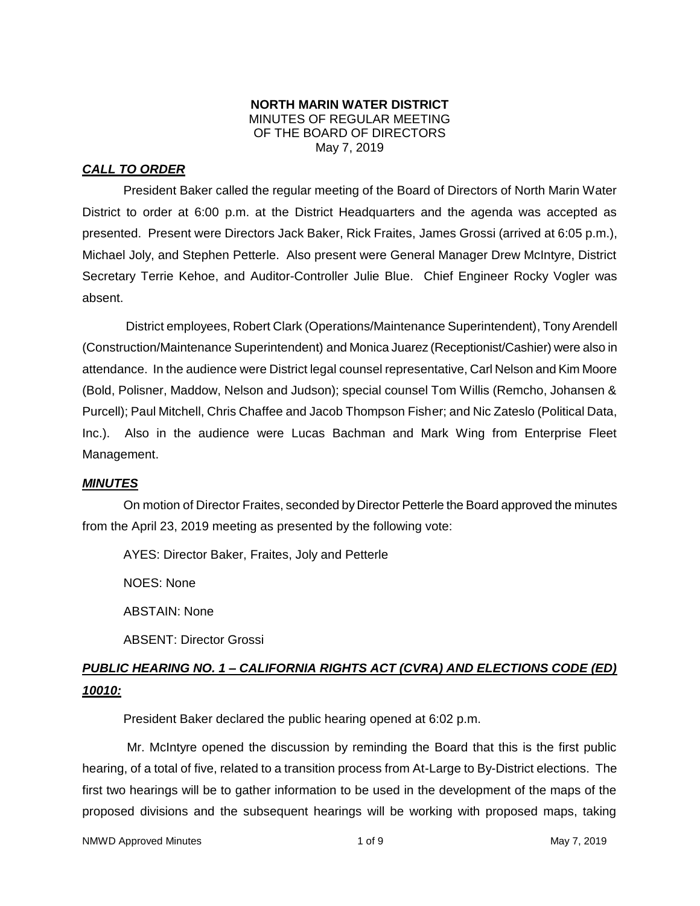**NORTH MARIN WATER DISTRICT**
MINUTES OF REGULAR MEETING
OF THE BOARD OF DIRECTORS
May 7, 2019

***CALL TO ORDER***

President Baker called the regular meeting of the Board of Directors of North Marin Water District to order at 6:00 p.m. at the District Headquarters and the agenda was accepted as presented. Present were Directors Jack Baker, Rick Fraites, James Grossi (arrived at 6:05 p.m.), Michael Joly, and Stephen Petterle. Also present were General Manager Drew McIntyre, District Secretary Terrie Kehoe, and Auditor-Controller Julie Blue. Chief Engineer Rocky Vogler was absent.

District employees, Robert Clark (Operations/Maintenance Superintendent), Tony Arendell (Construction/Maintenance Superintendent) and Monica Juarez (Receptionist/Cashier) were also in attendance. In the audience were District legal counsel representative, Carl Nelson and Kim Moore (Bold, Polisner, Maddow, Nelson and Judson); special counsel Tom Willis (Remcho, Johansen & Purcell); Paul Mitchell, Chris Chaffee and Jacob Thompson Fisher; and Nic Zateslo (Political Data, Inc.). Also in the audience were Lucas Bachman and Mark Wing from Enterprise Fleet Management.

***MINUTES***

On motion of Director Fraites, seconded by Director Petterle the Board approved the minutes from the April 23, 2019 meeting as presented by the following vote:

AYES: Director Baker, Fraites, Joly and Petterle

NOES: None

ABSTAIN: None

ABSENT: Director Grossi

***PUBLIC HEARING NO. 1 – CALIFORNIA RIGHTS ACT (CVRA) AND ELECTIONS CODE (ED) 10010:***

President Baker declared the public hearing opened at 6:02 p.m.

Mr. McIntyre opened the discussion by reminding the Board that this is the first public hearing, of a total of five, related to a transition process from At-Large to By-District elections. The first two hearings will be to gather information to be used in the development of the maps of the proposed divisions and the subsequent hearings will be working with proposed maps, taking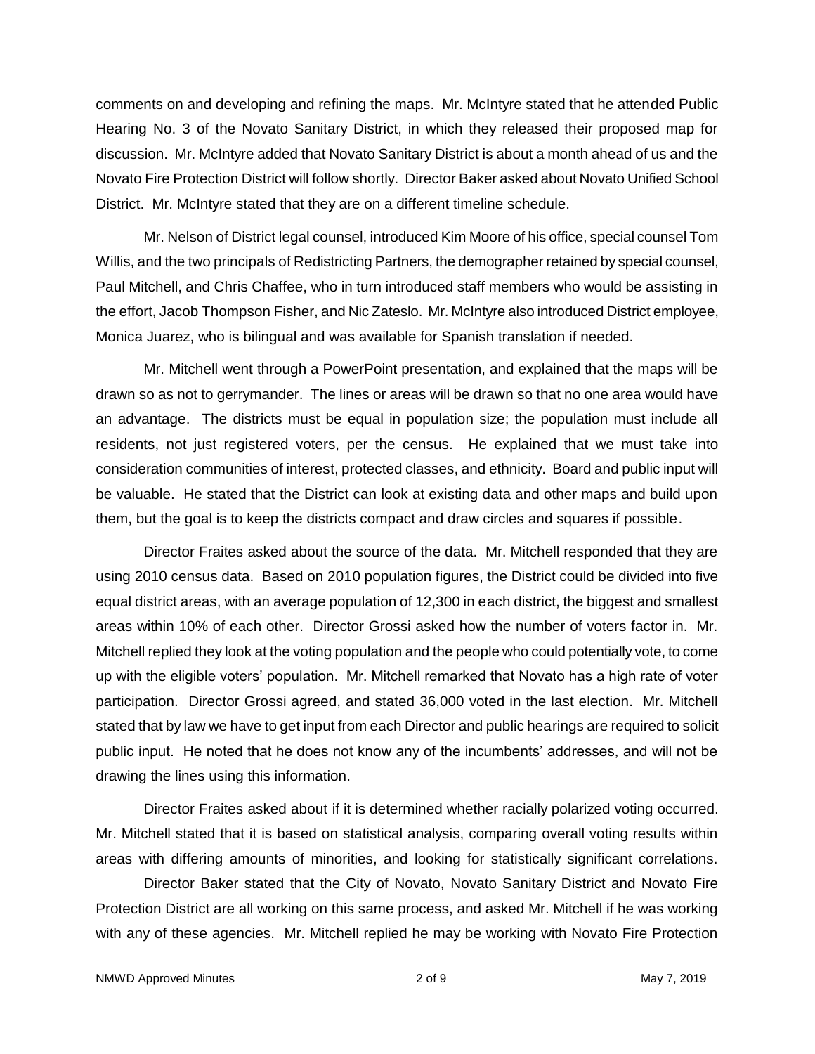comments on and developing and refining the maps. Mr. McIntyre stated that he attended Public Hearing No. 3 of the Novato Sanitary District, in which they released their proposed map for discussion. Mr. McIntyre added that Novato Sanitary District is about a month ahead of us and the Novato Fire Protection District will follow shortly. Director Baker asked about Novato Unified School District. Mr. McIntyre stated that they are on a different timeline schedule.

Mr. Nelson of District legal counsel, introduced Kim Moore of his office, special counsel Tom Willis, and the two principals of Redistricting Partners, the demographer retained by special counsel, Paul Mitchell, and Chris Chaffee, who in turn introduced staff members who would be assisting in the effort, Jacob Thompson Fisher, and Nic Zateslo. Mr. McIntyre also introduced District employee, Monica Juarez, who is bilingual and was available for Spanish translation if needed.

Mr. Mitchell went through a PowerPoint presentation, and explained that the maps will be drawn so as not to gerrymander. The lines or areas will be drawn so that no one area would have an advantage. The districts must be equal in population size; the population must include all residents, not just registered voters, per the census. He explained that we must take into consideration communities of interest, protected classes, and ethnicity. Board and public input will be valuable. He stated that the District can look at existing data and other maps and build upon them, but the goal is to keep the districts compact and draw circles and squares if possible.

Director Fraites asked about the source of the data. Mr. Mitchell responded that they are using 2010 census data. Based on 2010 population figures, the District could be divided into five equal district areas, with an average population of 12,300 in each district, the biggest and smallest areas within 10% of each other. Director Grossi asked how the number of voters factor in. Mr. Mitchell replied they look at the voting population and the people who could potentially vote, to come up with the eligible voters' population. Mr. Mitchell remarked that Novato has a high rate of voter participation. Director Grossi agreed, and stated 36,000 voted in the last election. Mr. Mitchell stated that by law we have to get input from each Director and public hearings are required to solicit public input. He noted that he does not know any of the incumbents' addresses, and will not be drawing the lines using this information.

Director Fraites asked about if it is determined whether racially polarized voting occurred. Mr. Mitchell stated that it is based on statistical analysis, comparing overall voting results within areas with differing amounts of minorities, and looking for statistically significant correlations.

Director Baker stated that the City of Novato, Novato Sanitary District and Novato Fire Protection District are all working on this same process, and asked Mr. Mitchell if he was working with any of these agencies. Mr. Mitchell replied he may be working with Novato Fire Protection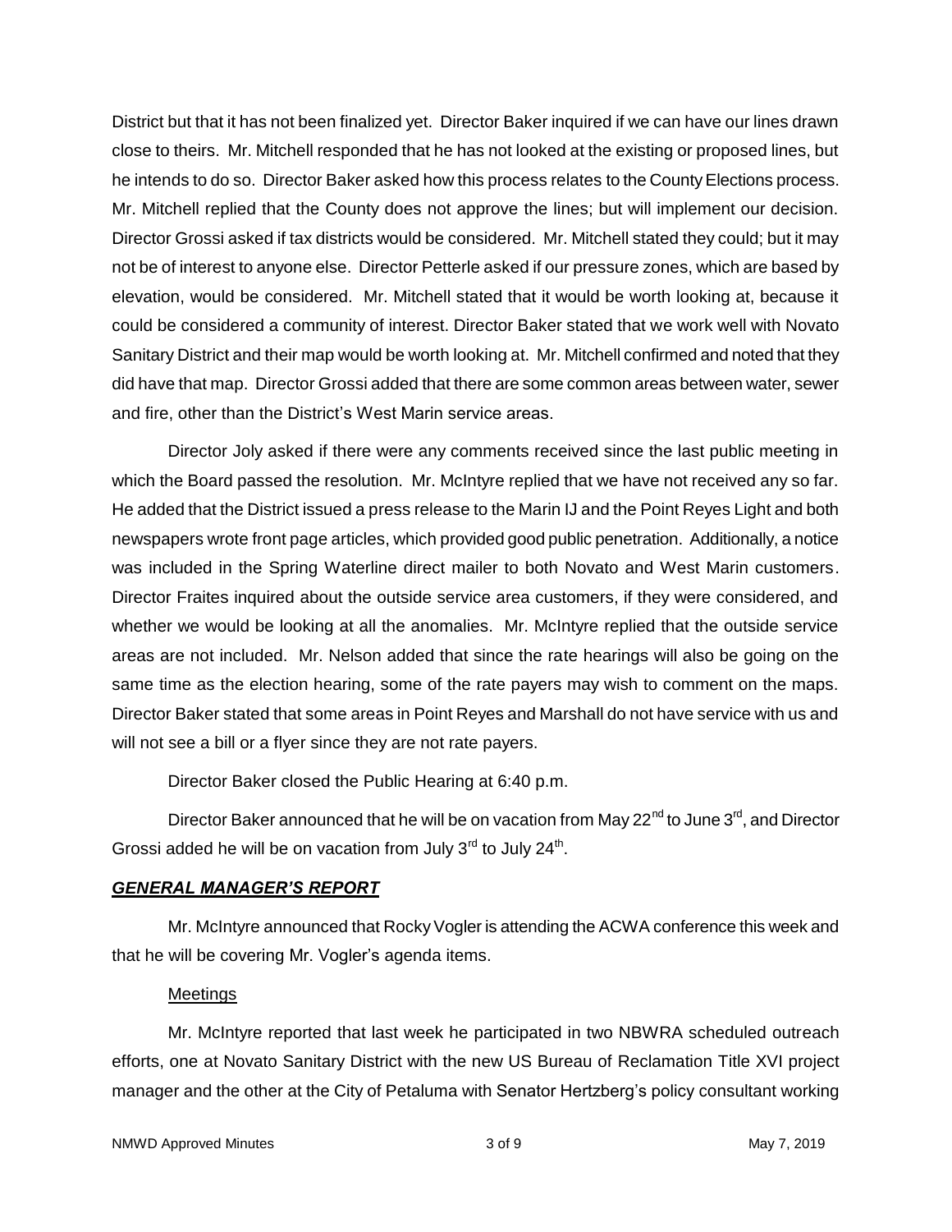District but that it has not been finalized yet. Director Baker inquired if we can have our lines drawn close to theirs. Mr. Mitchell responded that he has not looked at the existing or proposed lines, but he intends to do so. Director Baker asked how this process relates to the County Elections process. Mr. Mitchell replied that the County does not approve the lines; but will implement our decision. Director Grossi asked if tax districts would be considered. Mr. Mitchell stated they could; but it may not be of interest to anyone else. Director Petterle asked if our pressure zones, which are based by elevation, would be considered. Mr. Mitchell stated that it would be worth looking at, because it could be considered a community of interest. Director Baker stated that we work well with Novato Sanitary District and their map would be worth looking at. Mr. Mitchell confirmed and noted that they did have that map. Director Grossi added that there are some common areas between water, sewer and fire, other than the District's West Marin service areas.

Director Joly asked if there were any comments received since the last public meeting in which the Board passed the resolution. Mr. McIntyre replied that we have not received any so far. He added that the District issued a press release to the Marin IJ and the Point Reyes Light and both newspapers wrote front page articles, which provided good public penetration. Additionally, a notice was included in the Spring Waterline direct mailer to both Novato and West Marin customers. Director Fraites inquired about the outside service area customers, if they were considered, and whether we would be looking at all the anomalies. Mr. McIntyre replied that the outside service areas are not included. Mr. Nelson added that since the rate hearings will also be going on the same time as the election hearing, some of the rate payers may wish to comment on the maps. Director Baker stated that some areas in Point Reyes and Marshall do not have service with us and will not see a bill or a flyer since they are not rate payers.

Director Baker closed the Public Hearing at 6:40 p.m.

Director Baker announced that he will be on vacation from May 22nd to June 3rd, and Director Grossi added he will be on vacation from July 3rd to July 24th.

## ***GENERAL MANAGER'S REPORT***

Mr. McIntyre announced that Rocky Vogler is attending the ACWA conference this week and that he will be covering Mr. Vogler's agenda items.

### Meetings

Mr. McIntyre reported that last week he participated in two NBWRA scheduled outreach efforts, one at Novato Sanitary District with the new US Bureau of Reclamation Title XVI project manager and the other at the City of Petaluma with Senator Hertzberg's policy consultant working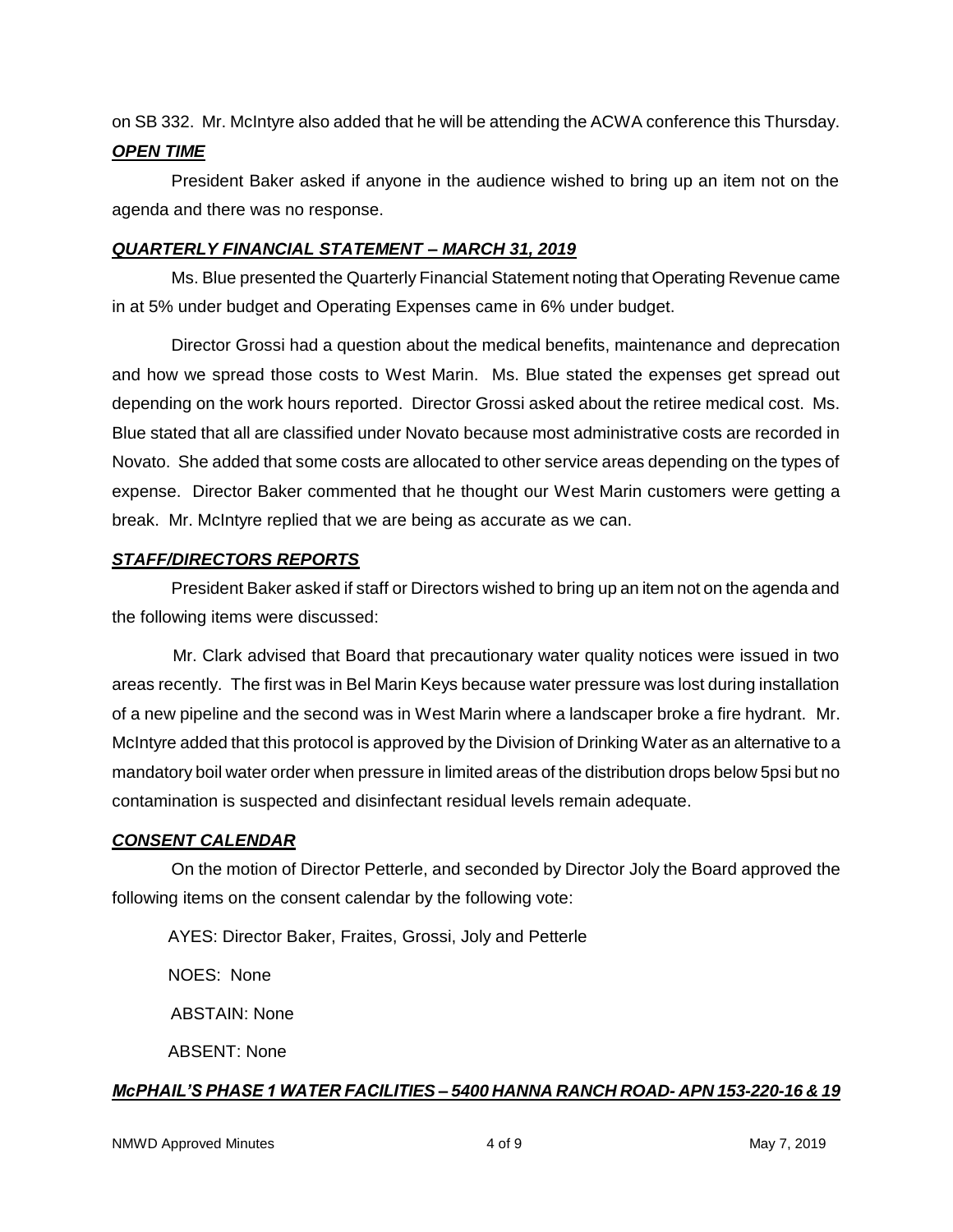on SB 332. Mr. McIntyre also added that he will be attending the ACWA conference this Thursday.

***OPEN TIME***

President Baker asked if anyone in the audience wished to bring up an item not on the agenda and there was no response.

***QUARTERLY FINANCIAL STATEMENT – MARCH 31, 2019***

Ms. Blue presented the Quarterly Financial Statement noting that Operating Revenue came in at 5% under budget and Operating Expenses came in 6% under budget.

Director Grossi had a question about the medical benefits, maintenance and deprecation and how we spread those costs to West Marin. Ms. Blue stated the expenses get spread out depending on the work hours reported. Director Grossi asked about the retiree medical cost. Ms. Blue stated that all are classified under Novato because most administrative costs are recorded in Novato. She added that some costs are allocated to other service areas depending on the types of expense. Director Baker commented that he thought our West Marin customers were getting a break. Mr. McIntyre replied that we are being as accurate as we can.

***STAFF/DIRECTORS REPORTS***

President Baker asked if staff or Directors wished to bring up an item not on the agenda and the following items were discussed:

Mr. Clark advised that Board that precautionary water quality notices were issued in two areas recently. The first was in Bel Marin Keys because water pressure was lost during installation of a new pipeline and the second was in West Marin where a landscaper broke a fire hydrant. Mr. McIntyre added that this protocol is approved by the Division of Drinking Water as an alternative to a mandatory boil water order when pressure in limited areas of the distribution drops below 5psi but no contamination is suspected and disinfectant residual levels remain adequate.

***CONSENT CALENDAR***

On the motion of Director Petterle, and seconded by Director Joly the Board approved the following items on the consent calendar by the following vote:

AYES: Director Baker, Fraites, Grossi, Joly and Petterle

NOES: None

ABSTAIN: None

ABSENT: None

***McPHAIL'S PHASE 1 WATER FACILITIES – 5400 HANNA RANCH ROAD- APN 153-220-16 & 19***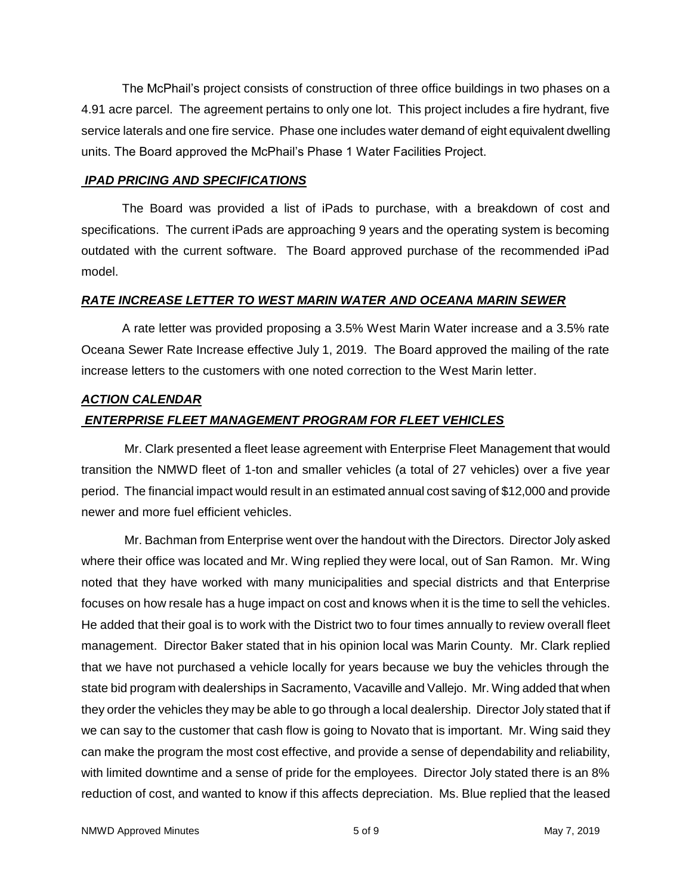The McPhail's project consists of construction of three office buildings in two phases on a 4.91 acre parcel. The agreement pertains to only one lot. This project includes a fire hydrant, five service laterals and one fire service. Phase one includes water demand of eight equivalent dwelling units. The Board approved the McPhail's Phase 1 Water Facilities Project.

***IPAD PRICING AND SPECIFICATIONS***

The Board was provided a list of iPads to purchase, with a breakdown of cost and specifications. The current iPads are approaching 9 years and the operating system is becoming outdated with the current software. The Board approved purchase of the recommended iPad model.

***RATE INCREASE LETTER TO WEST MARIN WATER AND OCEANA MARIN SEWER***

A rate letter was provided proposing a 3.5% West Marin Water increase and a 3.5% rate Oceana Sewer Rate Increase effective July 1, 2019. The Board approved the mailing of the rate increase letters to the customers with one noted correction to the West Marin letter.

***ACTION CALENDAR***

***ENTERPRISE FLEET MANAGEMENT PROGRAM FOR FLEET VEHICLES***

Mr. Clark presented a fleet lease agreement with Enterprise Fleet Management that would transition the NMWD fleet of 1-ton and smaller vehicles (a total of 27 vehicles) over a five year period. The financial impact would result in an estimated annual cost saving of $12,000 and provide newer and more fuel efficient vehicles.

Mr. Bachman from Enterprise went over the handout with the Directors. Director Joly asked where their office was located and Mr. Wing replied they were local, out of San Ramon. Mr. Wing noted that they have worked with many municipalities and special districts and that Enterprise focuses on how resale has a huge impact on cost and knows when it is the time to sell the vehicles. He added that their goal is to work with the District two to four times annually to review overall fleet management. Director Baker stated that in his opinion local was Marin County. Mr. Clark replied that we have not purchased a vehicle locally for years because we buy the vehicles through the state bid program with dealerships in Sacramento, Vacaville and Vallejo. Mr. Wing added that when they order the vehicles they may be able to go through a local dealership. Director Joly stated that if we can say to the customer that cash flow is going to Novato that is important. Mr. Wing said they can make the program the most cost effective, and provide a sense of dependability and reliability, with limited downtime and a sense of pride for the employees. Director Joly stated there is an 8% reduction of cost, and wanted to know if this affects depreciation. Ms. Blue replied that the leased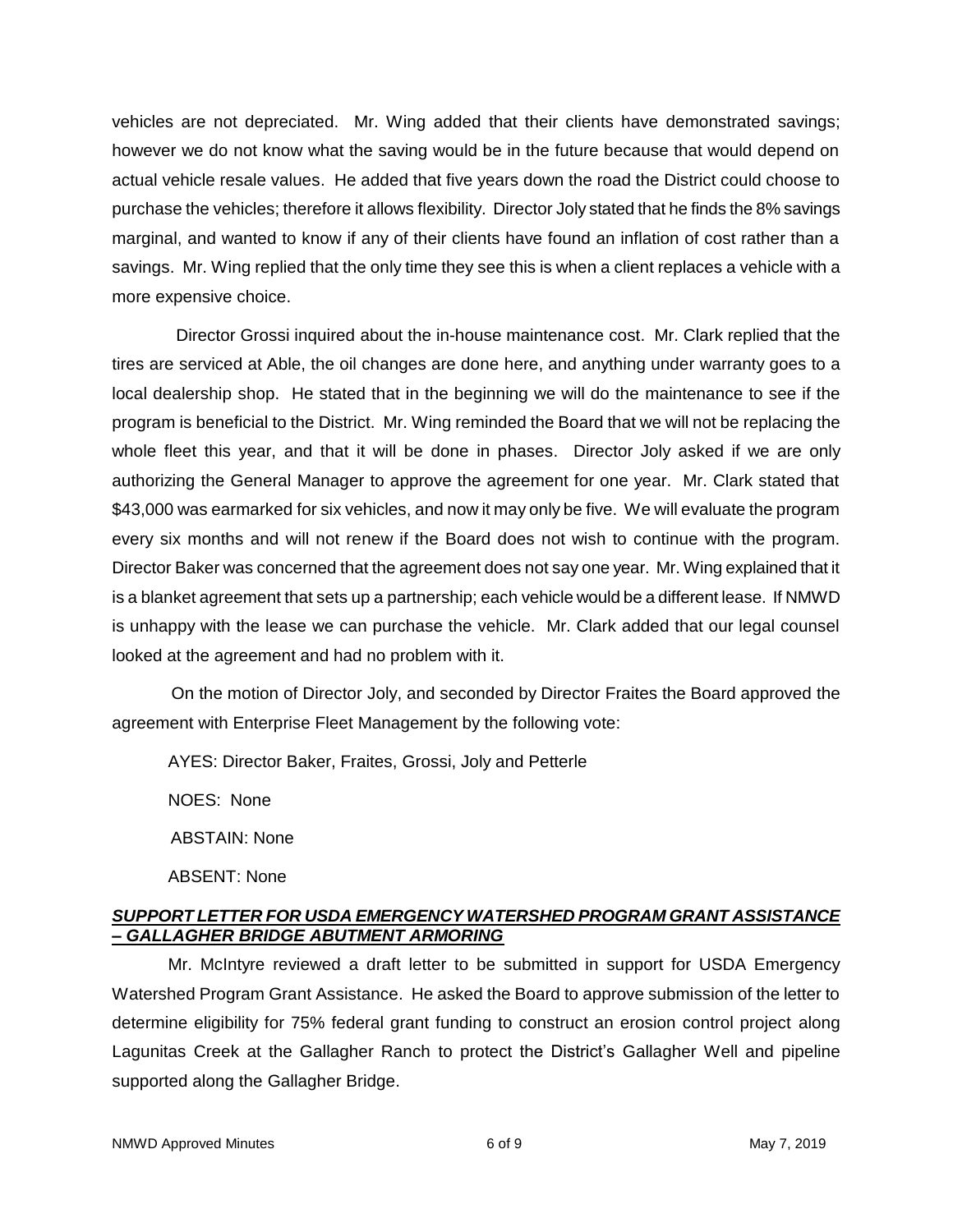vehicles are not depreciated. Mr. Wing added that their clients have demonstrated savings; however we do not know what the saving would be in the future because that would depend on actual vehicle resale values. He added that five years down the road the District could choose to purchase the vehicles; therefore it allows flexibility. Director Joly stated that he finds the 8% savings marginal, and wanted to know if any of their clients have found an inflation of cost rather than a savings. Mr. Wing replied that the only time they see this is when a client replaces a vehicle with a more expensive choice.

Director Grossi inquired about the in-house maintenance cost. Mr. Clark replied that the tires are serviced at Able, the oil changes are done here, and anything under warranty goes to a local dealership shop. He stated that in the beginning we will do the maintenance to see if the program is beneficial to the District. Mr. Wing reminded the Board that we will not be replacing the whole fleet this year, and that it will be done in phases. Director Joly asked if we are only authorizing the General Manager to approve the agreement for one year. Mr. Clark stated that $43,000 was earmarked for six vehicles, and now it may only be five. We will evaluate the program every six months and will not renew if the Board does not wish to continue with the program. Director Baker was concerned that the agreement does not say one year. Mr. Wing explained that it is a blanket agreement that sets up a partnership; each vehicle would be a different lease. If NMWD is unhappy with the lease we can purchase the vehicle. Mr. Clark added that our legal counsel looked at the agreement and had no problem with it.

On the motion of Director Joly, and seconded by Director Fraites the Board approved the agreement with Enterprise Fleet Management by the following vote:

AYES: Director Baker, Fraites, Grossi, Joly and Petterle

NOES: None

ABSTAIN: None

ABSENT: None

***SUPPORT LETTER FOR USDA EMERGENCY WATERSHED PROGRAM GRANT ASSISTANCE – GALLAGHER BRIDGE ABUTMENT ARMORING***

Mr. McIntyre reviewed a draft letter to be submitted in support for USDA Emergency Watershed Program Grant Assistance. He asked the Board to approve submission of the letter to determine eligibility for 75% federal grant funding to construct an erosion control project along Lagunitas Creek at the Gallagher Ranch to protect the District's Gallagher Well and pipeline supported along the Gallagher Bridge.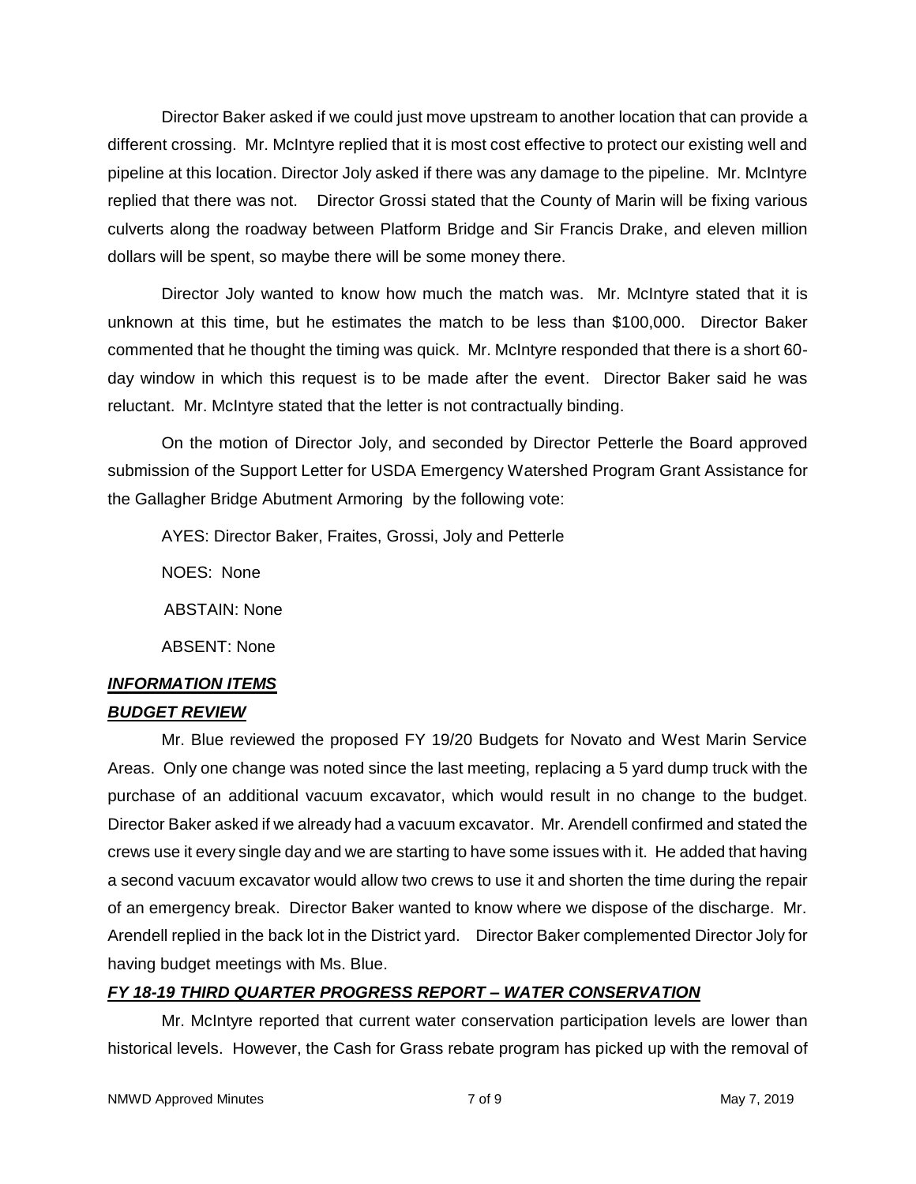Director Baker asked if we could just move upstream to another location that can provide a different crossing. Mr. McIntyre replied that it is most cost effective to protect our existing well and pipeline at this location. Director Joly asked if there was any damage to the pipeline. Mr. McIntyre replied that there was not. Director Grossi stated that the County of Marin will be fixing various culverts along the roadway between Platform Bridge and Sir Francis Drake, and eleven million dollars will be spent, so maybe there will be some money there.

Director Joly wanted to know how much the match was. Mr. McIntyre stated that it is unknown at this time, but he estimates the match to be less than $100,000. Director Baker commented that he thought the timing was quick. Mr. McIntyre responded that there is a short 60-day window in which this request is to be made after the event. Director Baker said he was reluctant. Mr. McIntyre stated that the letter is not contractually binding.

On the motion of Director Joly, and seconded by Director Petterle the Board approved submission of the Support Letter for USDA Emergency Watershed Program Grant Assistance for the Gallagher Bridge Abutment Armoring by the following vote:

AYES: Director Baker, Fraites, Grossi, Joly and Petterle

NOES: None

ABSTAIN: None

ABSENT: None

***INFORMATION ITEMS***

***BUDGET REVIEW***

Mr. Blue reviewed the proposed FY 19/20 Budgets for Novato and West Marin Service Areas. Only one change was noted since the last meeting, replacing a 5 yard dump truck with the purchase of an additional vacuum excavator, which would result in no change to the budget. Director Baker asked if we already had a vacuum excavator. Mr. Arendell confirmed and stated the crews use it every single day and we are starting to have some issues with it. He added that having a second vacuum excavator would allow two crews to use it and shorten the time during the repair of an emergency break. Director Baker wanted to know where we dispose of the discharge. Mr. Arendell replied in the back lot in the District yard. Director Baker complemented Director Joly for having budget meetings with Ms. Blue.

***FY 18-19 THIRD QUARTER PROGRESS REPORT – WATER CONSERVATION***

Mr. McIntyre reported that current water conservation participation levels are lower than historical levels. However, the Cash for Grass rebate program has picked up with the removal of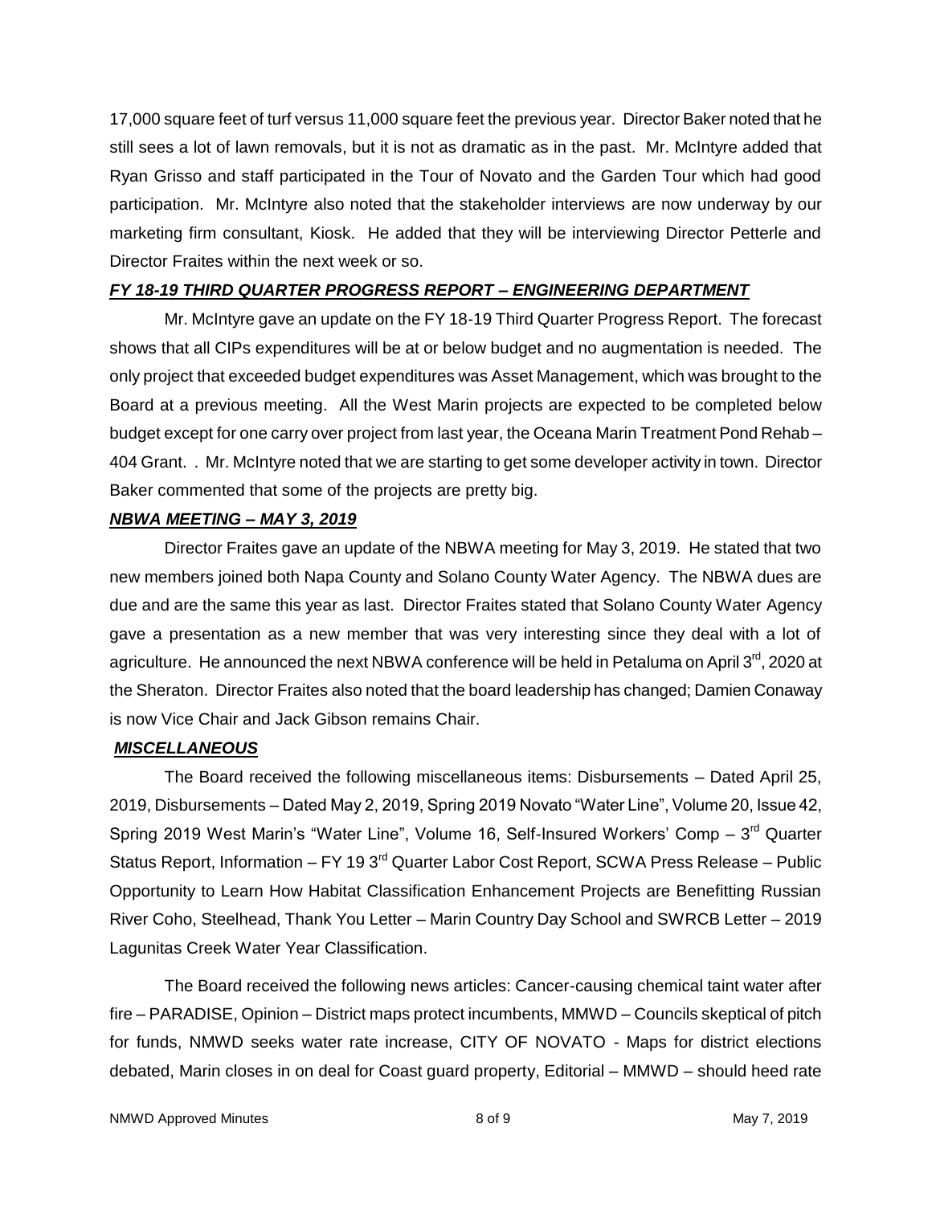17,000 square feet of turf versus 11,000 square feet the previous year. Director Baker noted that he still sees a lot of lawn removals, but it is not as dramatic as in the past. Mr. McIntyre added that Ryan Grisso and staff participated in the Tour of Novato and the Garden Tour which had good participation. Mr. McIntyre also noted that the stakeholder interviews are now underway by our marketing firm consultant, Kiosk. He added that they will be interviewing Director Petterle and Director Fraites within the next week or so.

***FY 18-19 THIRD QUARTER PROGRESS REPORT – ENGINEERING DEPARTMENT***

Mr. McIntyre gave an update on the FY 18-19 Third Quarter Progress Report. The forecast shows that all CIPs expenditures will be at or below budget and no augmentation is needed. The only project that exceeded budget expenditures was Asset Management, which was brought to the Board at a previous meeting. All the West Marin projects are expected to be completed below budget except for one carry over project from last year, the Oceana Marin Treatment Pond Rehab – 404 Grant. . Mr. McIntyre noted that we are starting to get some developer activity in town. Director Baker commented that some of the projects are pretty big.

***NBWA MEETING – MAY 3, 2019***

Director Fraites gave an update of the NBWA meeting for May 3, 2019. He stated that two new members joined both Napa County and Solano County Water Agency. The NBWA dues are due and are the same this year as last. Director Fraites stated that Solano County Water Agency gave a presentation as a new member that was very interesting since they deal with a lot of agriculture. He announced the next NBWA conference will be held in Petaluma on April 3rd, 2020 at the Sheraton. Director Fraites also noted that the board leadership has changed; Damien Conaway is now Vice Chair and Jack Gibson remains Chair.

***MISCELLANEOUS***

The Board received the following miscellaneous items: Disbursements – Dated April 25, 2019, Disbursements – Dated May 2, 2019, Spring 2019 Novato "Water Line", Volume 20, Issue 42, Spring 2019 West Marin's "Water Line", Volume 16, Self-Insured Workers' Comp – 3rd Quarter Status Report, Information – FY 19 3rd Quarter Labor Cost Report, SCWA Press Release – Public Opportunity to Learn How Habitat Classification Enhancement Projects are Benefitting Russian River Coho, Steelhead, Thank You Letter – Marin Country Day School and SWRCB Letter – 2019 Lagunitas Creek Water Year Classification.

The Board received the following news articles: Cancer-causing chemical taint water after fire – PARADISE, Opinion – District maps protect incumbents, MMWD – Councils skeptical of pitch for funds, NMWD seeks water rate increase, CITY OF NOVATO - Maps for district elections debated, Marin closes in on deal for Coast guard property, Editorial – MMWD – should heed rate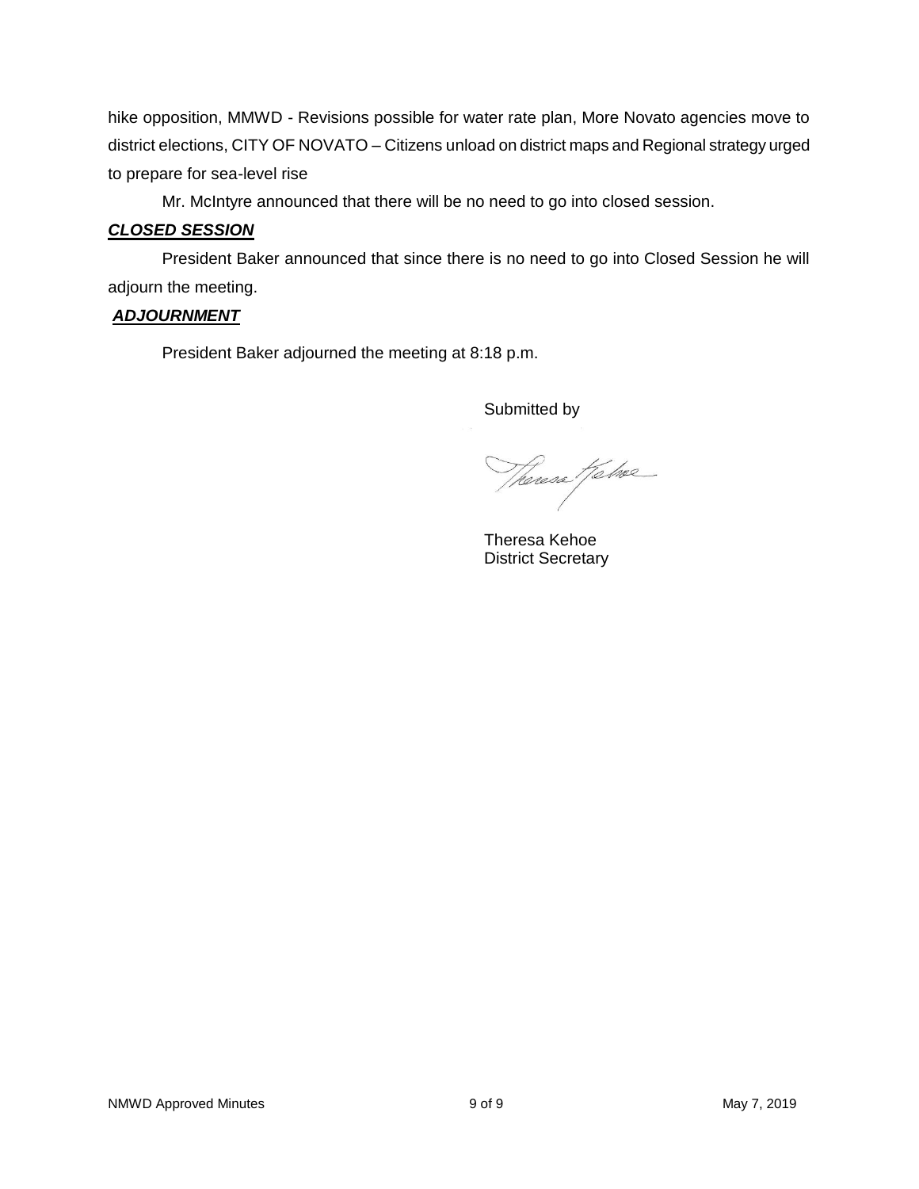hike opposition, MMWD - Revisions possible for water rate plan, More Novato agencies move to district elections, CITY OF NOVATO – Citizens unload on district maps and Regional strategy urged to prepare for sea-level rise

Mr. McIntyre announced that there will be no need to go into closed session.

***CLOSED SESSION***

President Baker announced that since there is no need to go into Closed Session he will adjourn the meeting.

***ADJOURNMENT***

President Baker adjourned the meeting at 8:18 p.m.

Submitted by

Theresa Kehoe
District Secretary